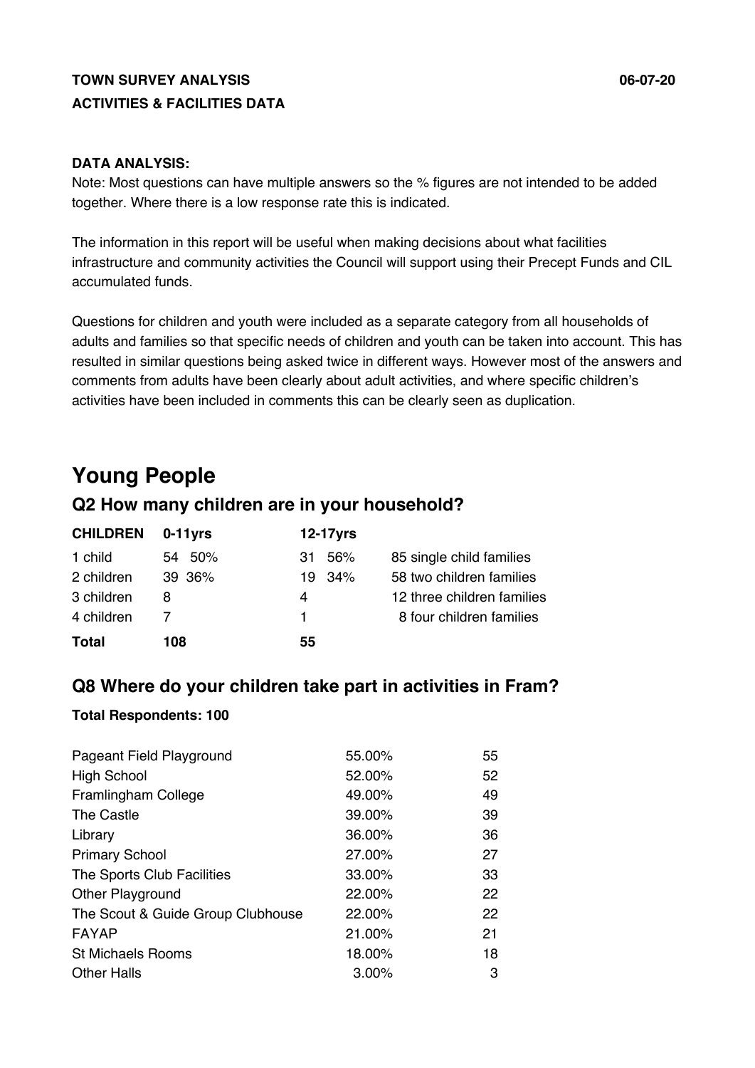**TOWN SURVEY ANALYSIS** **06-07-20**

**ACTIVITIES & FACILITIES DATA**

**DATA ANALYSIS:**

Note: Most questions can have multiple answers so the % figures are not intended to be added together. Where there is a low response rate this is indicated.

The information in this report will be useful when making decisions about what facilities infrastructure and community activities the Council will support using their Precept Funds and CIL accumulated funds.

Questions for children and youth were included as a separate category from all households of adults and families so that specific needs of children and youth can be taken into account. This has resulted in similar questions being asked twice in different ways. However most of the answers and comments from adults have been clearly about adult activities, and where specific children's activities have been included in comments this can be clearly seen as duplication.

# Young People

## Q2 How many children are in your household?

| CHILDREN | 0-11yrs | 12-17yrs | |
|---|---|---|---|
| 1 child | 54 50% | 31 56% | 85 single child families |
| 2 children | 39 36% | 19 34% | 58 two children families |
| 3 children | 8 | 4 | 12 three children families |
| 4 children | 7 | 1 | 8 four children families |
| **Total** | **108** | **55** | |

## Q8 Where do your children take part in activities in Fram?

**Total Respondents: 100**

| | | |
|---|---|---|
| Pageant Field Playground | 55.00% | 55 |
| High School | 52.00% | 52 |
| Framlingham College | 49.00% | 49 |
| The Castle | 39.00% | 39 |
| Library | 36.00% | 36 |
| Primary School | 27.00% | 27 |
| The Sports Club Facilities | 33.00% | 33 |
| Other Playground | 22.00% | 22 |
| The Scout & Guide Group Clubhouse | 22.00% | 22 |
| FAYAP | 21.00% | 21 |
| St Michaels Rooms | 18.00% | 18 |
| Other Halls | 3.00% | 3 |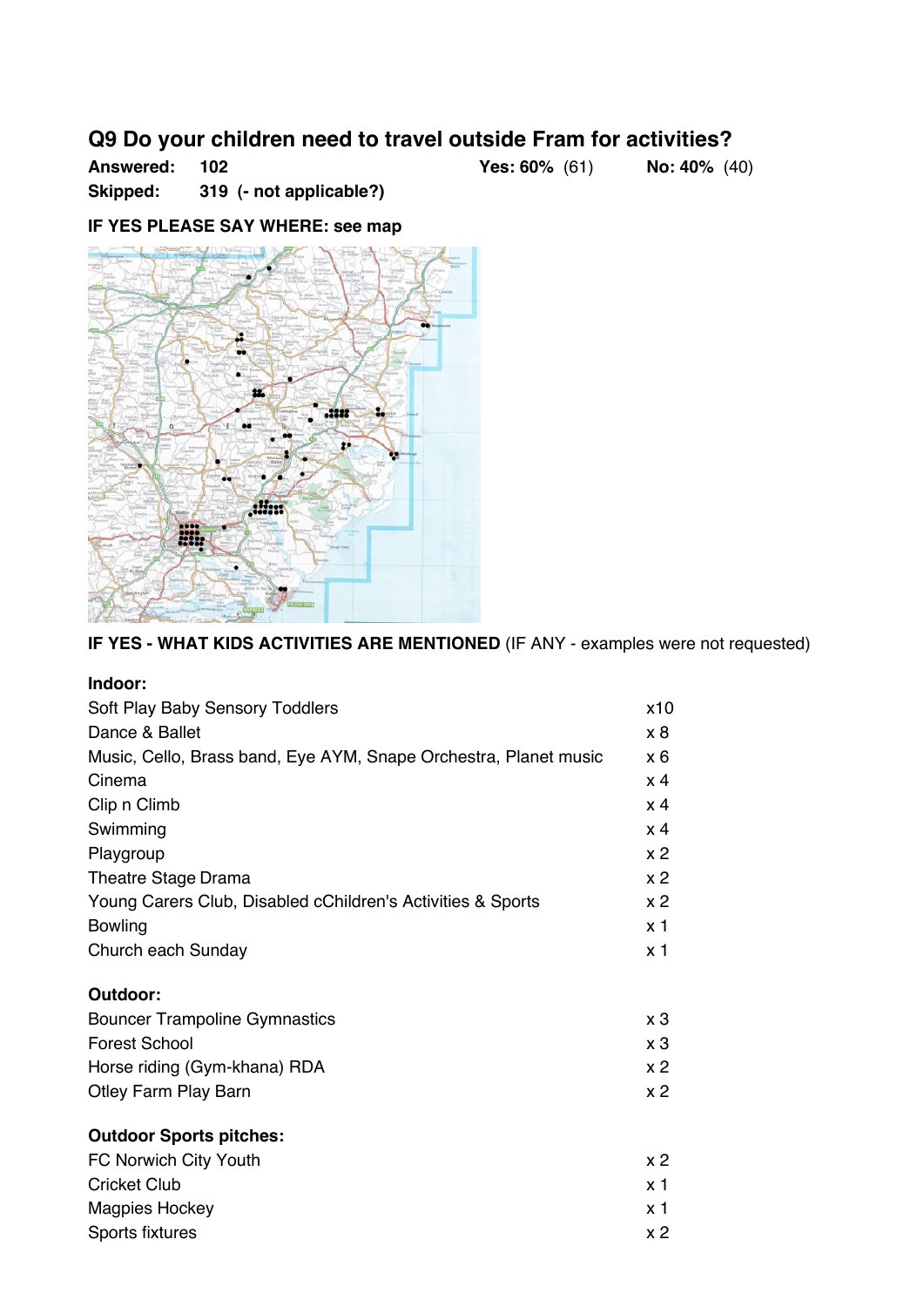## Q9 Do your children need to travel outside Fram for activities?

**Answered:** **102** **Yes: 60%** (61) **No: 40%** (40)

**Skipped:** **319 (- not applicable?)**

**IF YES PLEASE SAY WHERE: see map**

**IF YES - WHAT KIDS ACTIVITIES ARE MENTIONED** (IF ANY - examples were not requested)

**Indoor:**

| | |
|---|---|
| Soft Play Baby Sensory Toddlers | x10 |
| Dance & Ballet | x 8 |
| Music, Cello, Brass band, Eye AYM, Snape Orchestra, Planet music | x 6 |
| Cinema | x 4 |
| Clip n Climb | x 4 |
| Swimming | x 4 |
| Playgroup | x 2 |
| Theatre Stage Drama | x 2 |
| Young Carers Club, Disabled cChildren's Activities & Sports | x 2 |
| Bowling | x 1 |
| Church each Sunday | x 1 |

**Outdoor:**

| | |
|---|---|
| Bouncer Trampoline Gymnastics | x 3 |
| Forest School | x 3 |
| Horse riding (Gym-khana) RDA | x 2 |
| Otley Farm Play Barn | x 2 |

**Outdoor Sports pitches:**

| | |
|---|---|
| FC Norwich City Youth | x 2 |
| Cricket Club | x 1 |
| Magpies Hockey | x 1 |
| Sports fixtures | x 2 |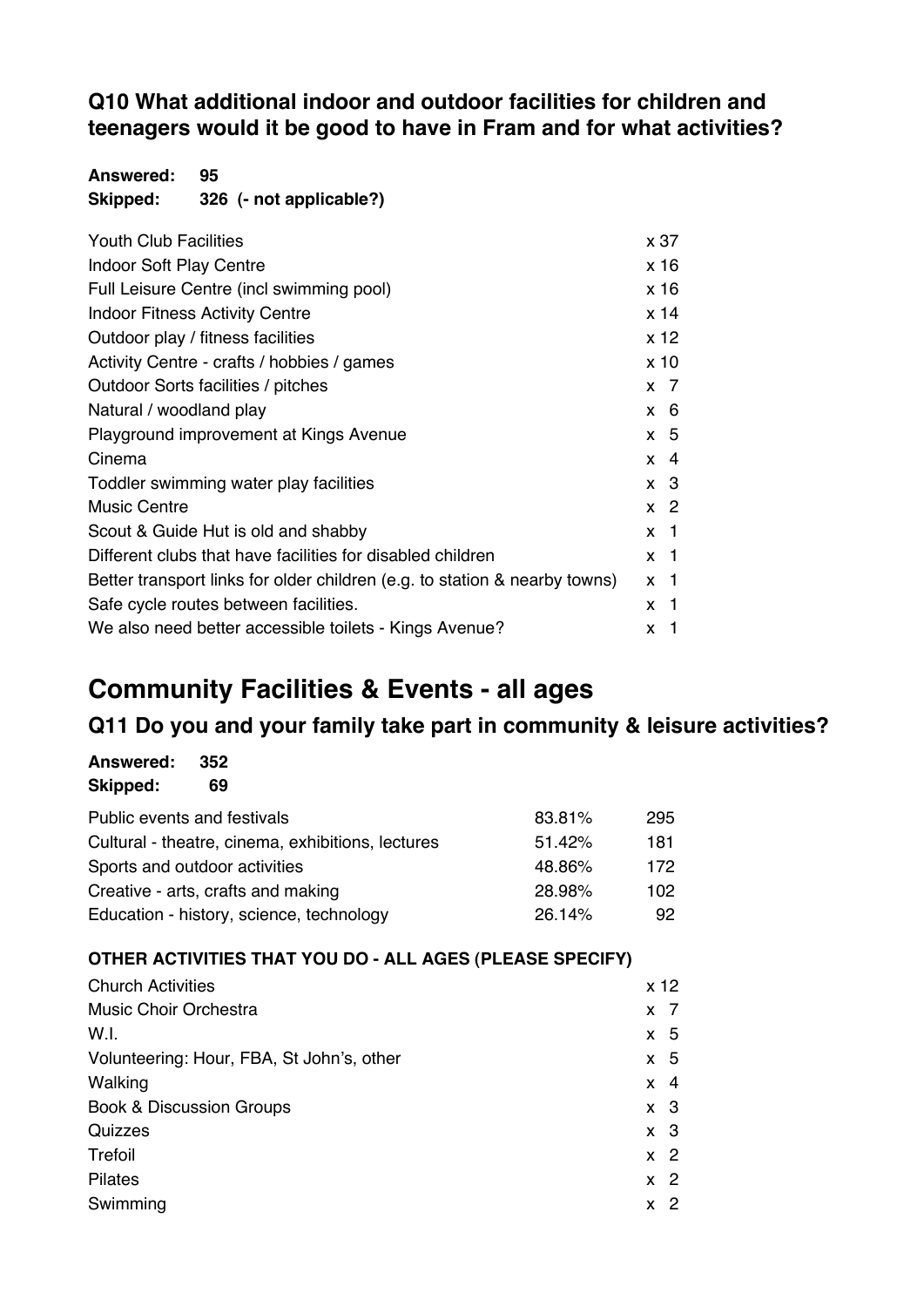### Q10 What additional indoor and outdoor facilities for children and teenagers would it be good to have in Fram and for what activities?

**Answered:** **95**
**Skipped:** **326 (- not applicable?)**

| | |
|---|---|
| Youth Club Facilities | x 37 |
| Indoor Soft Play Centre | x 16 |
| Full Leisure Centre (incl swimming pool) | x 16 |
| Indoor Fitness Activity Centre | x 14 |
| Outdoor play / fitness facilities | x 12 |
| Activity Centre - crafts / hobbies / games | x 10 |
| Outdoor Sorts facilities / pitches | x 7 |
| Natural / woodland play | x 6 |
| Playground improvement at Kings Avenue | x 5 |
| Cinema | x 4 |
| Toddler swimming water play facilities | x 3 |
| Music Centre | x 2 |
| Scout & Guide Hut is old and shabby | x 1 |
| Different clubs that have facilities for disabled children | x 1 |
| Better transport links for older children (e.g. to station & nearby towns) | x 1 |
| Safe cycle routes between facilities. | x 1 |
| We also need better accessible toilets - Kings Avenue? | x 1 |

## Community Facilities & Events - all ages

### Q11 Do you and your family take part in community & leisure activities?

**Answered:** **352**
**Skipped:** **69**

| | | |
|---|---|---|
| Public events and festivals | 83.81% | 295 |
| Cultural - theatre, cinema, exhibitions, lectures | 51.42% | 181 |
| Sports and outdoor activities | 48.86% | 172 |
| Creative - arts, crafts and making | 28.98% | 102 |
| Education - history, science, technology | 26.14% | 92 |

**OTHER ACTIVITIES THAT YOU DO - ALL AGES (PLEASE SPECIFY)**

| | |
|---|---|
| Church Activities | x 12 |
| Music Choir Orchestra | x 7 |
| W.I. | x 5 |
| Volunteering: Hour, FBA, St John's, other | x 5 |
| Walking | x 4 |
| Book & Discussion Groups | x 3 |
| Quizzes | x 3 |
| Trefoil | x 2 |
| Pilates | x 2 |
| Swimming | x 2 |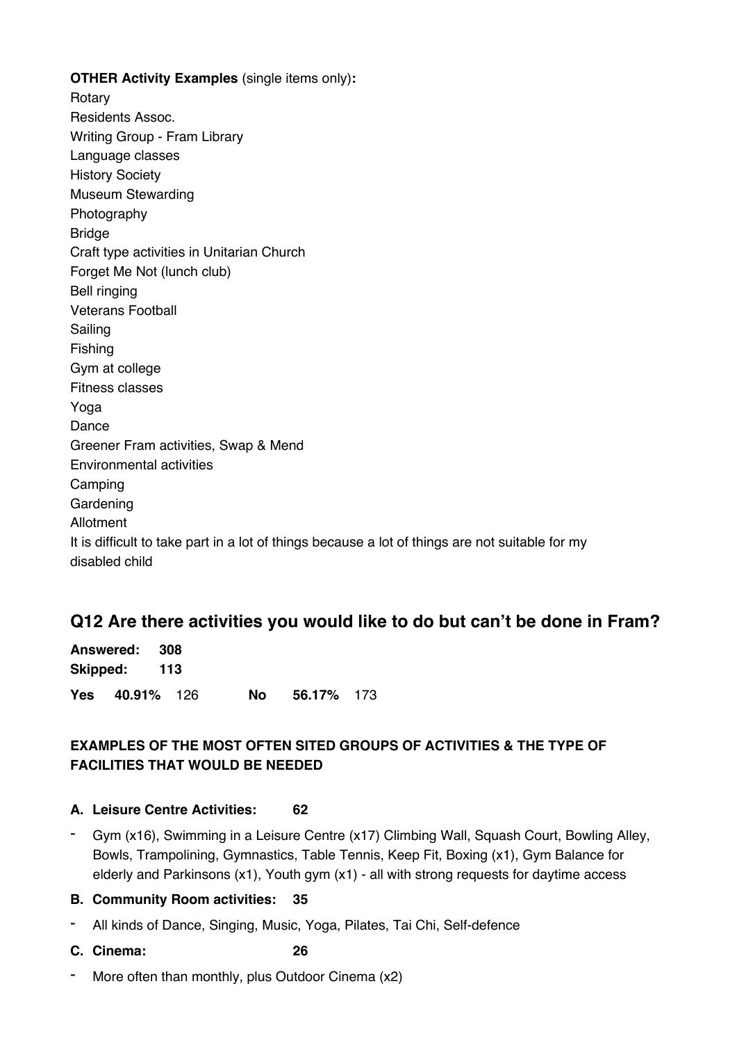**OTHER Activity Examples** (single items only)**:**

Rotary
Residents Assoc.
Writing Group - Fram Library
Language classes
History Society
Museum Stewarding
Photography
Bridge
Craft type activities in Unitarian Church
Forget Me Not (lunch club)
Bell ringing
Veterans Football
Sailing
Fishing
Gym at college
Fitness classes
Yoga
Dance
Greener Fram activities, Swap & Mend
Environmental activities
Camping
Gardening
Allotment
It is difficult to take part in a lot of things because a lot of things are not suitable for my disabled child

## Q12 Are there activities you would like to do but can't be done in Fram?

**Answered:** **308**
**Skipped:** **113**

**Yes** **40.91%** 126 **No** **56.17%** 173

**EXAMPLES OF THE MOST OFTEN SITED GROUPS OF ACTIVITIES & THE TYPE OF FACILITIES THAT WOULD BE NEEDED**

**A. Leisure Centre Activities: 62**

- Gym (x16), Swimming in a Leisure Centre (x17) Climbing Wall, Squash Court, Bowling Alley, Bowls, Trampolining, Gymnastics, Table Tennis, Keep Fit, Boxing (x1), Gym Balance for elderly and Parkinsons (x1), Youth gym (x1) - all with strong requests for daytime access

**B. Community Room activities: 35**

- All kinds of Dance, Singing, Music, Yoga, Pilates, Tai Chi, Self-defence

**C. Cinema: 26**

- More often than monthly, plus Outdoor Cinema (x2)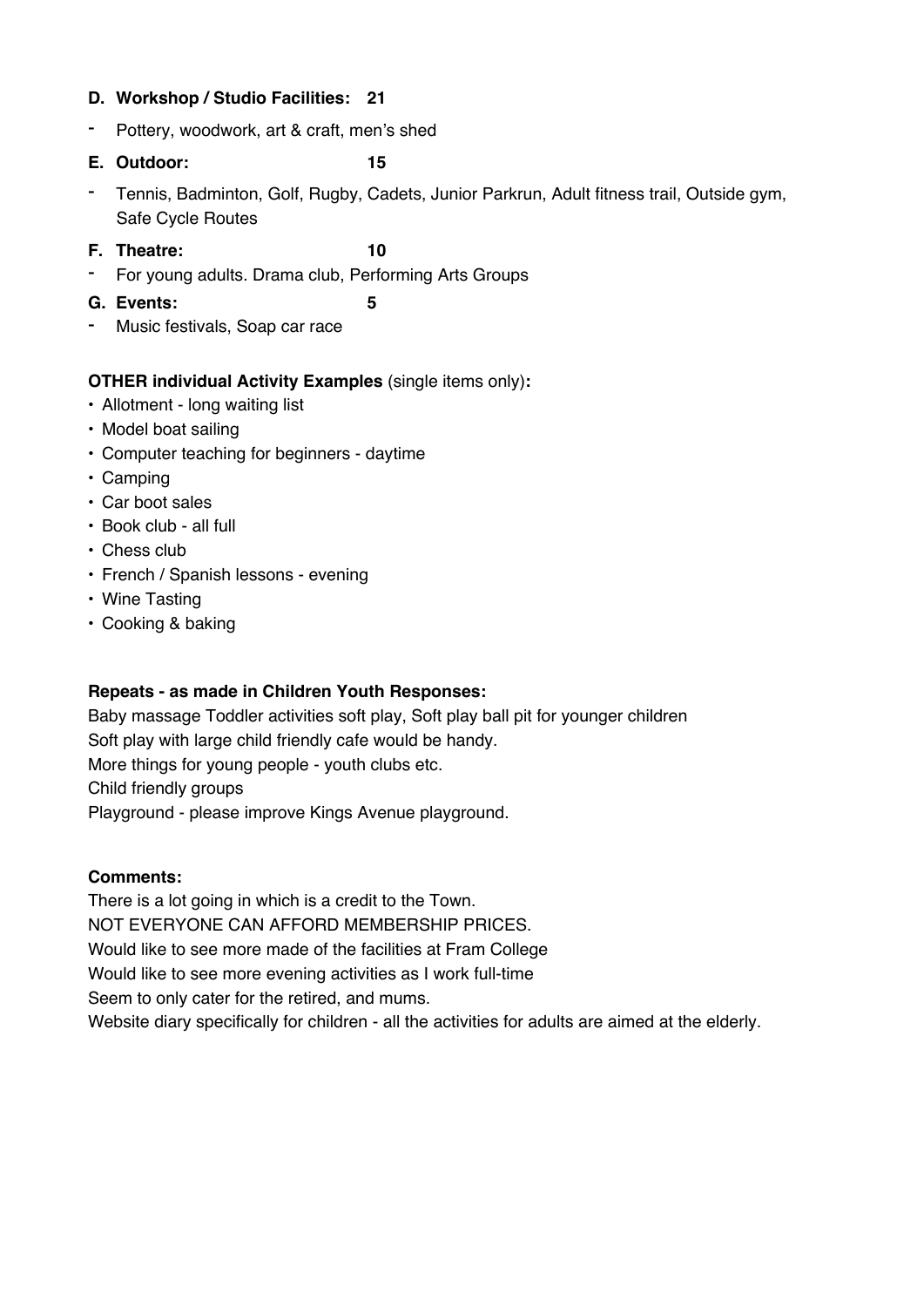**D. Workshop / Studio Facilities: 21**

- Pottery, woodwork, art & craft, men's shed

**E. Outdoor: 15**

- Tennis, Badminton, Golf, Rugby, Cadets, Junior Parkrun, Adult fitness trail, Outside gym, Safe Cycle Routes

**F. Theatre: 10**

- For young adults. Drama club, Performing Arts Groups

**G. Events: 5**

- Music festivals, Soap car race

**OTHER individual Activity Examples** (single items only)**:**

- Allotment - long waiting list
- Model boat sailing
- Computer teaching for beginners - daytime
- Camping
- Car boot sales
- Book club - all full
- Chess club
- French / Spanish lessons - evening
- Wine Tasting
- Cooking & baking

**Repeats - as made in Children Youth Responses:**

Baby massage Toddler activities soft play, Soft play ball pit for younger children

Soft play with large child friendly cafe would be handy.

More things for young people - youth clubs etc.

Child friendly groups

Playground - please improve Kings Avenue playground.

**Comments:**

There is a lot going in which is a credit to the Town.

NOT EVERYONE CAN AFFORD MEMBERSHIP PRICES.

Would like to see more made of the facilities at Fram College

Would like to see more evening activities as I work full-time

Seem to only cater for the retired, and mums.

Website diary specifically for children - all the activities for adults are aimed at the elderly.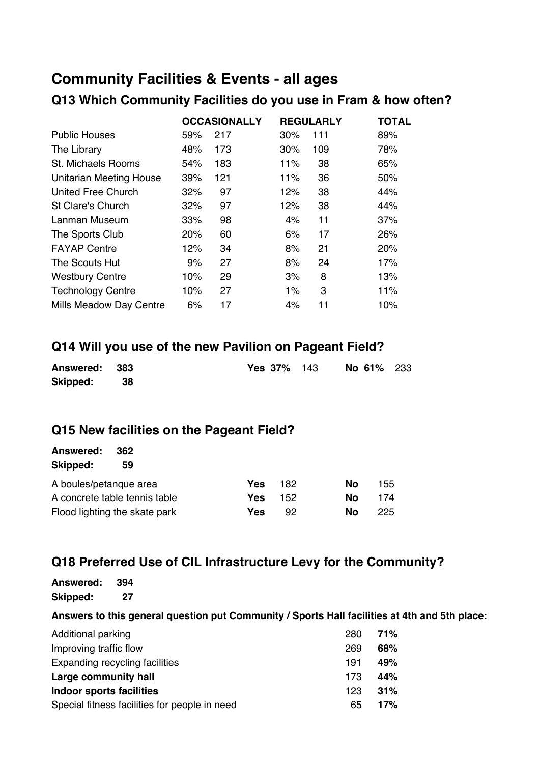# Community Facilities & Events - all ages

## Q13 Which Community Facilities do you use in Fram & how often?

| | OCCASIONALLY | | REGULARLY | | TOTAL |
|---|---|---|---|---|---|
| Public Houses | 59% | 217 | 30% | 111 | 89% |
| The Library | 48% | 173 | 30% | 109 | 78% |
| St. Michaels Rooms | 54% | 183 | 11% | 38 | 65% |
| Unitarian Meeting House | 39% | 121 | 11% | 36 | 50% |
| United Free Church | 32% | 97 | 12% | 38 | 44% |
| St Clare's Church | 32% | 97 | 12% | 38 | 44% |
| Lanman Museum | 33% | 98 | 4% | 11 | 37% |
| The Sports Club | 20% | 60 | 6% | 17 | 26% |
| FAYAP Centre | 12% | 34 | 8% | 21 | 20% |
| The Scouts Hut | 9% | 27 | 8% | 24 | 17% |
| Westbury Centre | 10% | 29 | 3% | 8 | 13% |
| Technology Centre | 10% | 27 | 1% | 3 | 11% |
| Mills Meadow Day Centre | 6% | 17 | 4% | 11 | 10% |

## Q14 Will you use of the new Pavilion on Pageant Field?

**Answered: 383** **Yes 37%** 143 **No 61%** 233

**Skipped: 38**

## Q15 New facilities on the Pageant Field?

**Answered: 362**

**Skipped: 59**

| | | | | |
|---|---|---|---|---|
| A boules/petanque area | **Yes** | 182 | **No** | 155 |
| A concrete table tennis table | **Yes** | 152 | **No** | 174 |
| Flood lighting the skate park | **Yes** | 92 | **No** | 225 |

## Q18 Preferred Use of CIL Infrastructure Levy for the Community?

**Answered: 394**

**Skipped: 27**

**Answers to this general question put Community / Sports Hall facilities at 4th and 5th place:**

| | | |
|---|---|---|
| Additional parking | 280 | **71%** |
| Improving traffic flow | 269 | **68%** |
| Expanding recycling facilities | 191 | **49%** |
| **Large community hall** | 173 | **44%** |
| **Indoor sports facilities** | 123 | **31%** |
| Special fitness facilities for people in need | 65 | **17%** |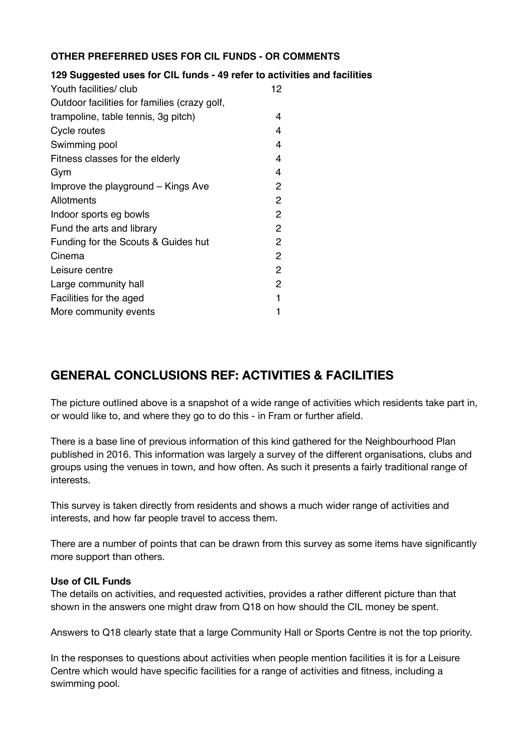**OTHER PREFERRED USES FOR CIL FUNDS - OR COMMENTS**

**129 Suggested uses for CIL funds - 49 refer to activities and facilities**

| | |
|---|---|
| Youth facilities/ club | 12 |
| Outdoor facilities for families (crazy golf, trampoline, table tennis, 3g pitch) | 4 |
| Cycle routes | 4 |
| Swimming pool | 4 |
| Fitness classes for the elderly | 4 |
| Gym | 4 |
| Improve the playground – Kings Ave | 2 |
| Allotments | 2 |
| Indoor sports eg bowls | 2 |
| Fund the arts and library | 2 |
| Funding for the Scouts & Guides hut | 2 |
| Cinema | 2 |
| Leisure centre | 2 |
| Large community hall | 2 |
| Facilities for the aged | 1 |
| More community events | 1 |

## GENERAL CONCLUSIONS REF: ACTIVITIES & FACILITIES

The picture outlined above is a snapshot of a wide range of activities which residents take part in, or would like to, and where they go to do this - in Fram or further afield.

There is a base line of previous information of this kind gathered for the Neighbourhood Plan published in 2016. This information was largely a survey of the different organisations, clubs and groups using the venues in town, and how often. As such it presents a fairly traditional range of interests.

This survey is taken directly from residents and shows a much wider range of activities and interests, and how far people travel to access them.

There are a number of points that can be drawn from this survey as some items have significantly more support than others.

**Use of CIL Funds**

The details on activities, and requested activities, provides a rather different picture than that shown in the answers one might draw from Q18 on how should the CIL money be spent.

Answers to Q18 clearly state that a large Community Hall or Sports Centre is not the top priority.

In the responses to questions about activities when people mention facilities it is for a Leisure Centre which would have specific facilities for a range of activities and fitness, including a swimming pool.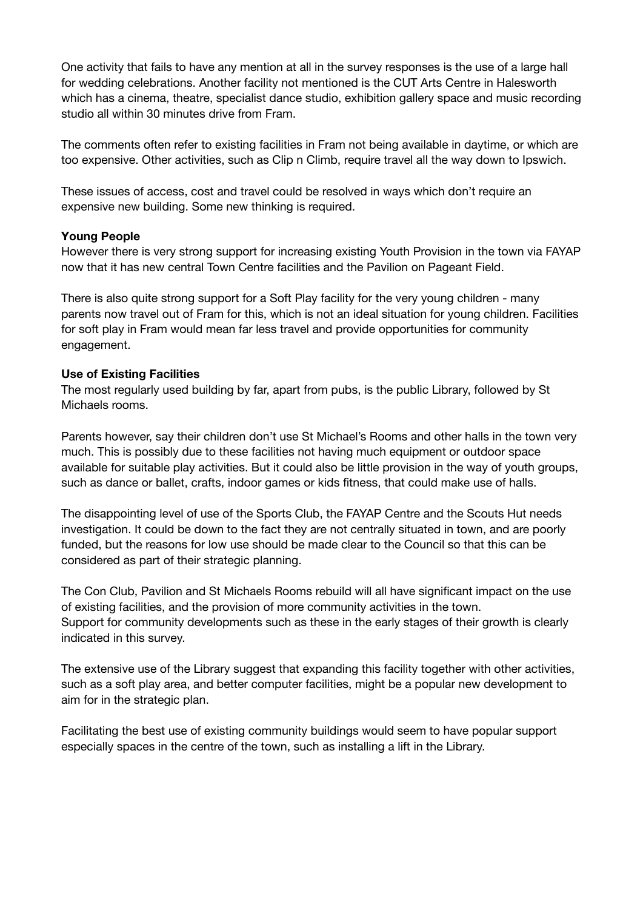One activity that fails to have any mention at all in the survey responses is the use of a large hall for wedding celebrations. Another facility not mentioned is the CUT Arts Centre in Halesworth which has a cinema, theatre, specialist dance studio, exhibition gallery space and music recording studio all within 30 minutes drive from Fram.

The comments often refer to existing facilities in Fram not being available in daytime, or which are too expensive. Other activities, such as Clip n Climb, require travel all the way down to Ipswich.

These issues of access, cost and travel could be resolved in ways which don't require an expensive new building. Some new thinking is required.

**Young People**

However there is very strong support for increasing existing Youth Provision in the town via FAYAP now that it has new central Town Centre facilities and the Pavilion on Pageant Field.

There is also quite strong support for a Soft Play facility for the very young children - many parents now travel out of Fram for this, which is not an ideal situation for young children. Facilities for soft play in Fram would mean far less travel and provide opportunities for community engagement.

**Use of Existing Facilities**

The most regularly used building by far, apart from pubs, is the public Library, followed by St Michaels rooms.

Parents however, say their children don't use St Michael's Rooms and other halls in the town very much. This is possibly due to these facilities not having much equipment or outdoor space available for suitable play activities. But it could also be little provision in the way of youth groups, such as dance or ballet, crafts, indoor games or kids fitness, that could make use of halls.

The disappointing level of use of the Sports Club, the FAYAP Centre and the Scouts Hut needs investigation. It could be down to the fact they are not centrally situated in town, and are poorly funded, but the reasons for low use should be made clear to the Council so that this can be considered as part of their strategic planning.

The Con Club, Pavilion and St Michaels Rooms rebuild will all have significant impact on the use of existing facilities, and the provision of more community activities in the town.
Support for community developments such as these in the early stages of their growth is clearly indicated in this survey.

The extensive use of the Library suggest that expanding this facility together with other activities, such as a soft play area, and better computer facilities, might be a popular new development to aim for in the strategic plan.

Facilitating the best use of existing community buildings would seem to have popular support especially spaces in the centre of the town, such as installing a lift in the Library.